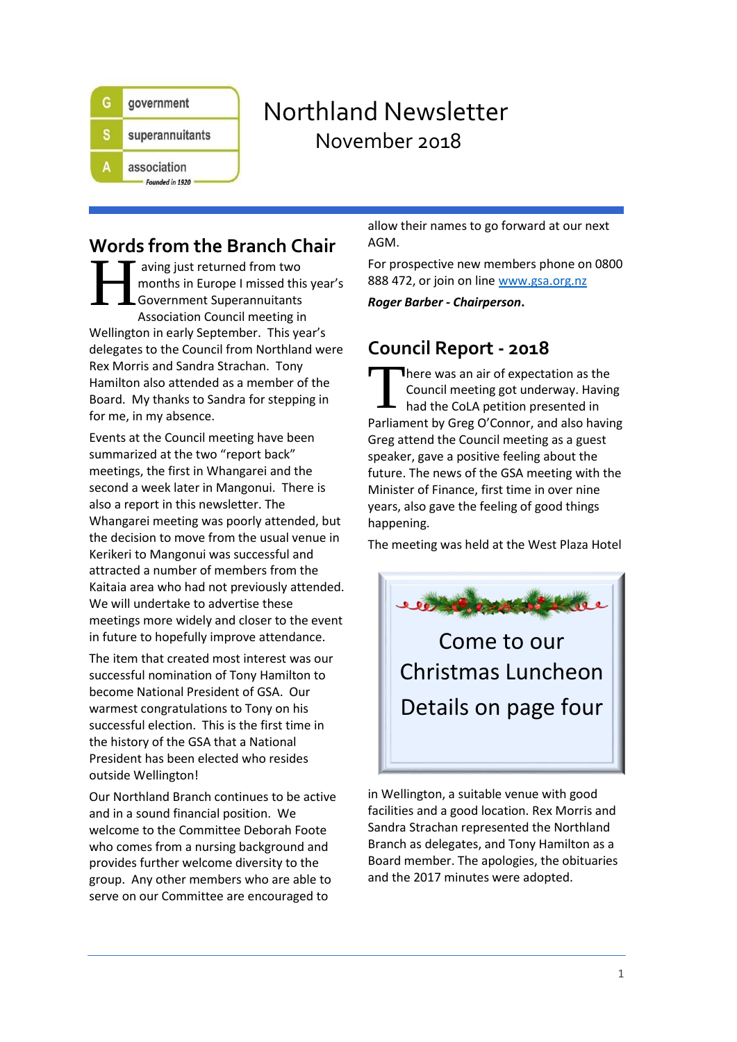government superannuitants association
Founded in 1920

# Northland Newsletter

November 2018

## Words from the Branch Chair

Having just returned from two months in Europe I missed this year's Government Superannuitants Association Council meeting in Wellington in early September. This year's delegates to the Council from Northland were Rex Morris and Sandra Strachan. Tony Hamilton also attended as a member of the Board. My thanks to Sandra for stepping in for me, in my absence.

Events at the Council meeting have been summarized at the two "report back" meetings, the first in Whangarei and the second a week later in Mangonui. There is also a report in this newsletter. The Whangarei meeting was poorly attended, but the decision to move from the usual venue in Kerikeri to Mangonui was successful and attracted a number of members from the Kaitaia area who had not previously attended. We will undertake to advertise these meetings more widely and closer to the event in future to hopefully improve attendance.

The item that created most interest was our successful nomination of Tony Hamilton to become National President of GSA. Our warmest congratulations to Tony on his successful election. This is the first time in the history of the GSA that a National President has been elected who resides outside Wellington!

Our Northland Branch continues to be active and in a sound financial position. We welcome to the Committee Deborah Foote who comes from a nursing background and provides further welcome diversity to the group. Any other members who are able to serve on our Committee are encouraged to allow their names to go forward at our next AGM.

For prospective new members phone on 0800 888 472, or join on line www.gsa.org.nz

***Roger Barber - Chairperson*.**

## Council Report - 2018

There was an air of expectation as the Council meeting got underway. Having had the CoLA petition presented in Parliament by Greg O'Connor, and also having Greg attend the Council meeting as a guest speaker, gave a positive feeling about the future. The news of the GSA meeting with the Minister of Finance, first time in over nine years, also gave the feeling of good things happening.

The meeting was held at the West Plaza Hotel in Wellington, a suitable venue with good facilities and a good location. Rex Morris and Sandra Strachan represented the Northland Branch as delegates, and Tony Hamilton as a Board member. The apologies, the obituaries and the 2017 minutes were adopted.

Come to our Christmas Luncheon

Details on page four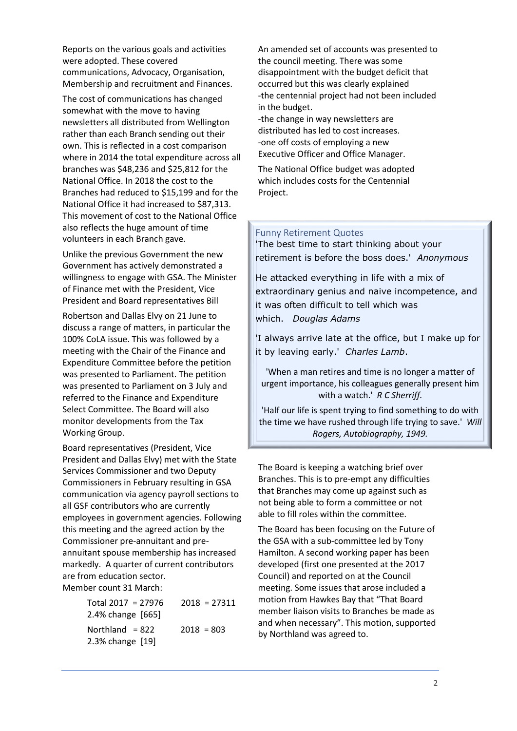Reports on the various goals and activities were adopted. These covered communications, Advocacy, Organisation, Membership and recruitment and Finances.

The cost of communications has changed somewhat with the move to having newsletters all distributed from Wellington rather than each Branch sending out their own. This is reflected in a cost comparison where in 2014 the total expenditure across all branches was $48,236 and $25,812 for the National Office. In 2018 the cost to the Branches had reduced to $15,199 and for the National Office it had increased to $87,313. This movement of cost to the National Office also reflects the huge amount of time volunteers in each Branch gave.

Unlike the previous Government the new Government has actively demonstrated a willingness to engage with GSA. The Minister of Finance met with the President, Vice President and Board representatives Bill Robertson and Dallas Elvy on 21 June to discuss a range of matters, in particular the 100% CoLA issue. This was followed by a meeting with the Chair of the Finance and Expenditure Committee before the petition was presented to Parliament. The petition was presented to Parliament on 3 July and referred to the Finance and Expenditure Select Committee. The Board will also monitor developments from the Tax Working Group.

Board representatives (President, Vice President and Dallas Elvy) met with the State Services Commissioner and two Deputy Commissioners in February resulting in GSA communication via agency payroll sections to all GSF contributors who are currently employees in government agencies. Following this meeting and the agreed action by the Commissioner pre-annuitant and pre-annuitant spouse membership has increased markedly. A quarter of current contributors are from education sector.

Member count 31 March:

Total 2017 = 27976 &nbsp;&nbsp;&nbsp; 2018 = 27311
2.4% change [665]

Northland = 822 &nbsp;&nbsp;&nbsp; 2018 = 803
2.3% change [19]

An amended set of accounts was presented to the council meeting. There was some disappointment with the budget deficit that occurred but this was clearly explained

- the centennial project had not been included in the budget.
- the change in way newsletters are distributed has led to cost increases.
- one off costs of employing a new Executive Officer and Office Manager.

The National Office budget was adopted which includes costs for the Centennial Project.

### Funny Retirement Quotes

'The best time to start thinking about your retirement is before the boss does.' *Anonymous*

He attacked everything in life with a mix of extraordinary genius and naive incompetence, and it was often difficult to tell which was which. *Douglas Adams*

'I always arrive late at the office, but I make up for it by leaving early.' *Charles Lamb*.

'When a man retires and time is no longer a matter of urgent importance, his colleagues generally present him with a watch.' *R C Sherriff.*

'Half our life is spent trying to find something to do with the time we have rushed through life trying to save.' *Will Rogers, Autobiography, 1949.*

The Board is keeping a watching brief over Branches. This is to pre-empt any difficulties that Branches may come up against such as not being able to form a committee or not able to fill roles within the committee.

The Board has been focusing on the Future of the GSA with a sub-committee led by Tony Hamilton. A second working paper has been developed (first one presented at the 2017 Council) and reported on at the Council meeting. Some issues that arose included a motion from Hawkes Bay that "That Board member liaison visits to Branches be made as and when necessary". This motion, supported by Northland was agreed to.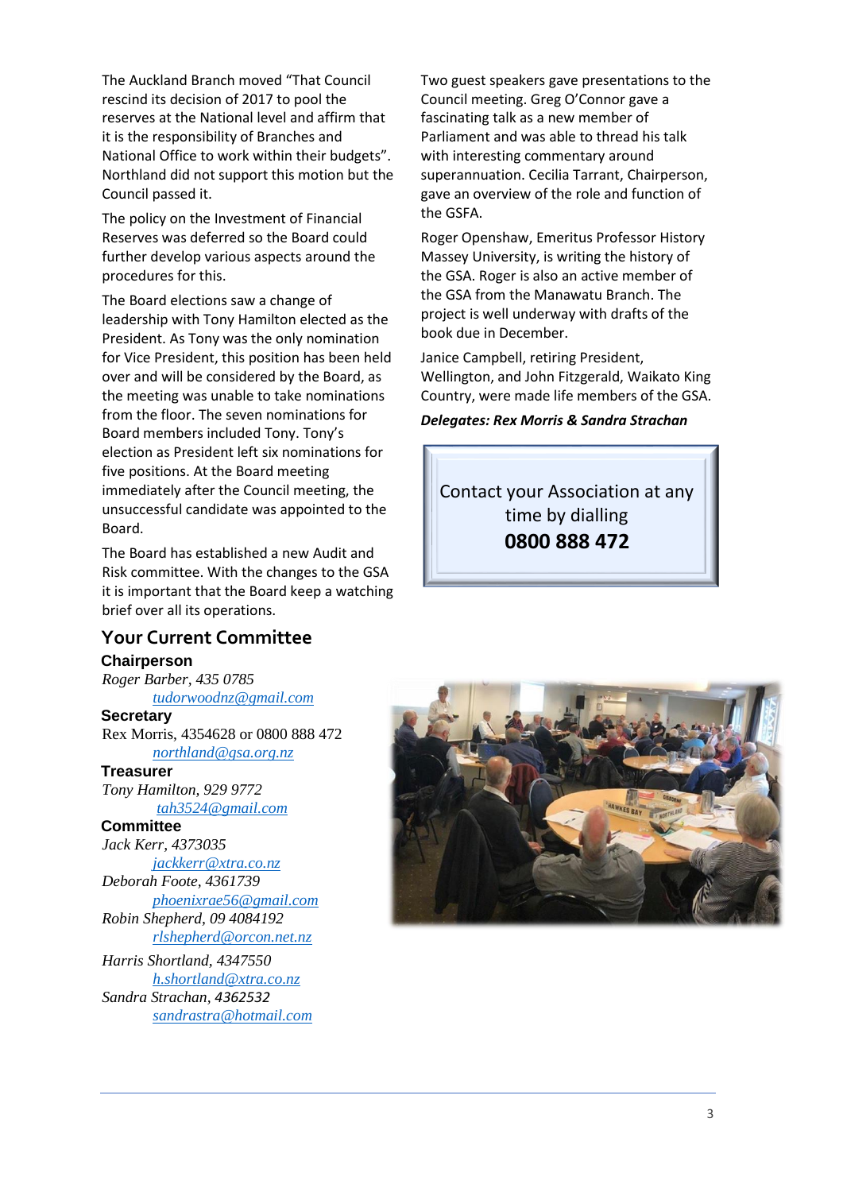The Auckland Branch moved "That Council rescind its decision of 2017 to pool the reserves at the National level and affirm that it is the responsibility of Branches and National Office to work within their budgets". Northland did not support this motion but the Council passed it.

The policy on the Investment of Financial Reserves was deferred so the Board could further develop various aspects around the procedures for this.

The Board elections saw a change of leadership with Tony Hamilton elected as the President. As Tony was the only nomination for Vice President, this position has been held over and will be considered by the Board, as the meeting was unable to take nominations from the floor. The seven nominations for Board members included Tony. Tony's election as President left six nominations for five positions. At the Board meeting immediately after the Council meeting, the unsuccessful candidate was appointed to the Board.

The Board has established a new Audit and Risk committee. With the changes to the GSA it is important that the Board keep a watching brief over all its operations.

## Your Current Committee

**Chairperson**
*Roger Barber, 435 0785*
[tudorwoodnz@gmail.com](mailto:tudorwoodnz@gmail.com)

**Secretary**
Rex Morris, 4354628 or 0800 888 472
[northland@gsa.org.nz](mailto:northland@gsa.org.nz)

**Treasurer**
*Tony Hamilton, 929 9772*
[tah3524@gmail.com](mailto:tah3524@gmail.com)

**Committee**
*Jack Kerr, 4373035*
[jackkerr@xtra.co.nz](mailto:jackkerr@xtra.co.nz)
*Deborah Foote, 4361739*
[phoenixrae56@gmail.com](mailto:phoenixrae56@gmail.com)
*Robin Shepherd, 09 4084192*
[rlshepherd@orcon.net.nz](mailto:rlshepherd@orcon.net.nz)
*Harris Shortland, 4347550*
[h.shortland@xtra.co.nz](mailto:h.shortland@xtra.co.nz)
*Sandra Strachan, 4362532*
[sandrastra@hotmail.com](mailto:sandrastra@hotmail.com)

Two guest speakers gave presentations to the Council meeting. Greg O'Connor gave a fascinating talk as a new member of Parliament and was able to thread his talk with interesting commentary around superannuation. Cecilia Tarrant, Chairperson, gave an overview of the role and function of the GSFA.

Roger Openshaw, Emeritus Professor History Massey University, is writing the history of the GSA. Roger is also an active member of the GSA from the Manawatu Branch. The project is well underway with drafts of the book due in December.

Janice Campbell, retiring President, Wellington, and John Fitzgerald, Waikato King Country, were made life members of the GSA.

***Delegates: Rex Morris & Sandra Strachan***

Contact your Association at any time by dialling
**0800 888 472**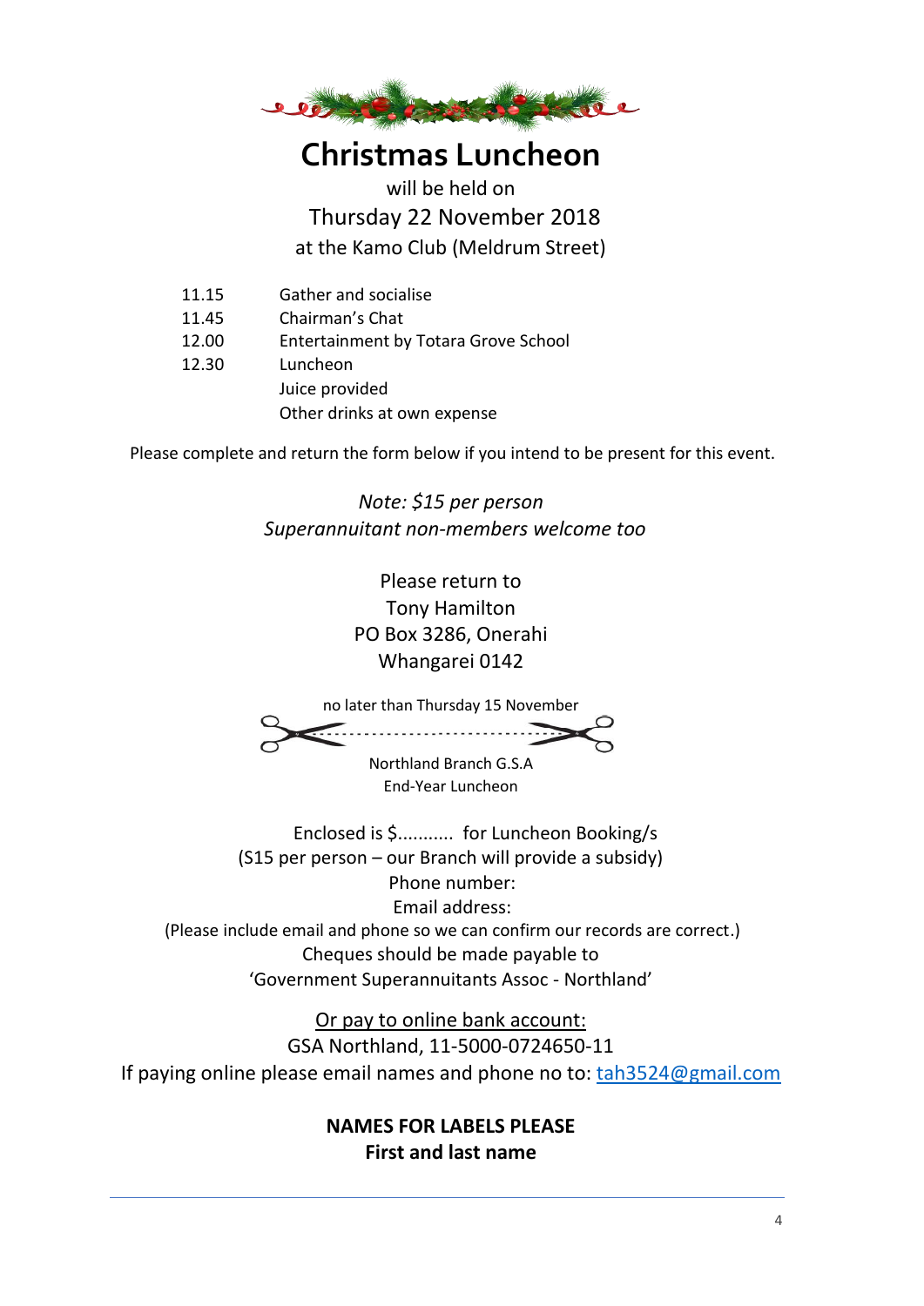# Christmas Luncheon

will be held on

Thursday 22 November 2018

at the Kamo Club (Meldrum Street)

| | |
|---|---|
| 11.15 | Gather and socialise |
| 11.45 | Chairman's Chat |
| 12.00 | Entertainment by Totara Grove School |
| 12.30 | Luncheon |
| | Juice provided |
| | Other drinks at own expense |

Please complete and return the form below if you intend to be present for this event.

*Note: $15 per person*
*Superannuitant non-members welcome too*

Please return to
Tony Hamilton
PO Box 3286, Onerahi
Whangarei 0142

no later than Thursday 15 November

Northland Branch G.S.A
End-Year Luncheon

Enclosed is $........... for Luncheon Booking/s
(S15 per person – our Branch will provide a subsidy)
Phone number:
Email address:
(Please include email and phone so we can confirm our records are correct.)
Cheques should be made payable to
'Government Superannuitants Assoc - Northland'

Or pay to online bank account:
GSA Northland, 11-5000-0724650-11
If paying online please email names and phone no to: tah3524@gmail.com

**NAMES FOR LABELS PLEASE**
**First and last name**